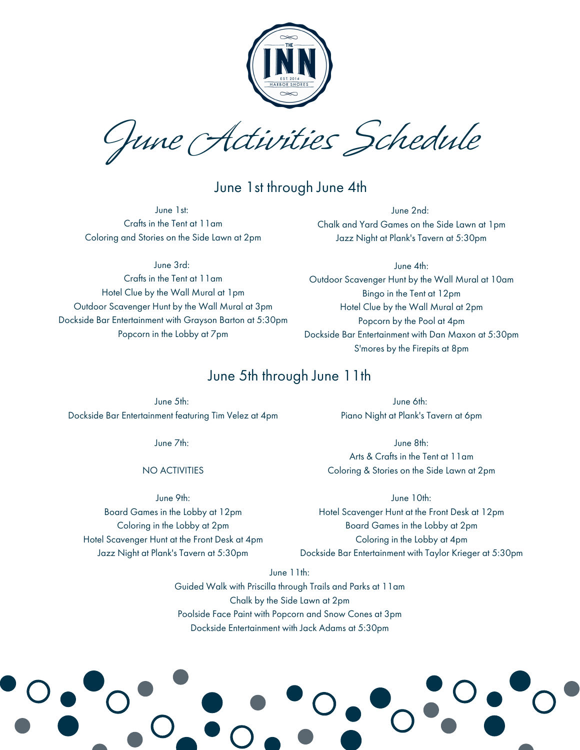# June Activities Schedule

## June 1st through June 4th

**June 1st:**
Crafts in the Tent at 11am
Coloring and Stories on the Side Lawn at 2pm

**June 2nd:**
Chalk and Yard Games on the Side Lawn at 1pm
Jazz Night at Plank's Tavern at 5:30pm

**June 3rd:**
Crafts in the Tent at 11am
Hotel Clue by the Wall Mural at 1pm
Outdoor Scavenger Hunt by the Wall Mural at 3pm
Dockside Bar Entertainment with Grayson Barton at 5:30pm
Popcorn in the Lobby at 7pm

**June 4th:**
Outdoor Scavenger Hunt by the Wall Mural at 10am
Bingo in the Tent at 12pm
Hotel Clue by the Wall Mural at 2pm
Popcorn by the Pool at 4pm
Dockside Bar Entertainment with Dan Maxon at 5:30pm
S'mores by the Firepits at 8pm

## June 5th through June 11th

**June 5th:**
Dockside Bar Entertainment featuring Tim Velez at 4pm

**June 6th:**
Piano Night at Plank's Tavern at 6pm

**June 7th:**
NO ACTIVITIES

**June 8th:**
Arts & Crafts in the Tent at 11am
Coloring & Stories on the Side Lawn at 2pm

**June 9th:**
Board Games in the Lobby at 12pm
Coloring in the Lobby at 2pm
Hotel Scavenger Hunt at the Front Desk at 4pm
Jazz Night at Plank's Tavern at 5:30pm

**June 10th:**
Hotel Scavenger Hunt at the Front Desk at 12pm
Board Games in the Lobby at 2pm
Coloring in the Lobby at 4pm
Dockside Bar Entertainment with Taylor Krieger at 5:30pm

**June 11th:**
Guided Walk with Priscilla through Trails and Parks at 11am
Chalk by the Side Lawn at 2pm
Poolside Face Paint with Popcorn and Snow Cones at 3pm
Dockside Entertainment with Jack Adams at 5:30pm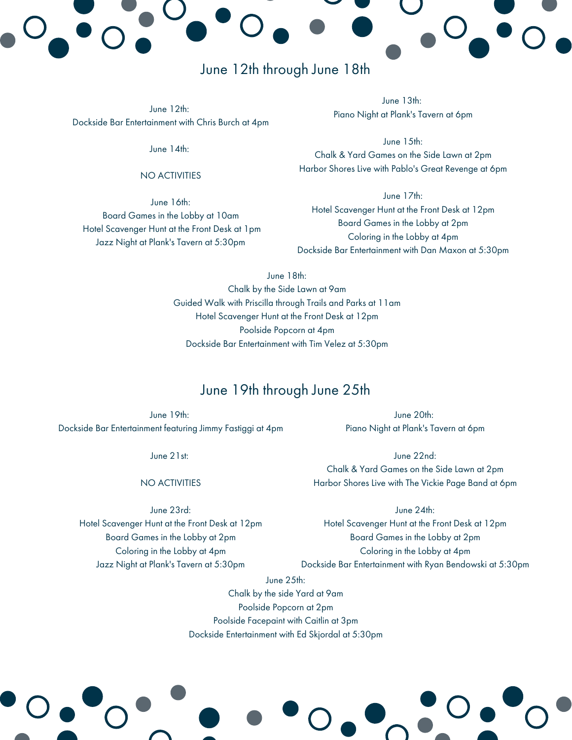## June 12th through June 18th

June 12th:
Dockside Bar Entertainment with Chris Burch at 4pm

June 13th:
Piano Night at Plank's Tavern at 6pm

June 14th:

NO ACTIVITIES

June 15th:
Chalk & Yard Games on the Side Lawn at 2pm
Harbor Shores Live with Pablo's Great Revenge at 6pm

June 16th:
Board Games in the Lobby at 10am
Hotel Scavenger Hunt at the Front Desk at 1pm
Jazz Night at Plank's Tavern at 5:30pm

June 17th:
Hotel Scavenger Hunt at the Front Desk at 12pm
Board Games in the Lobby at 2pm
Coloring in the Lobby at 4pm
Dockside Bar Entertainment with Dan Maxon at 5:30pm

June 18th:
Chalk by the Side Lawn at 9am
Guided Walk with Priscilla through Trails and Parks at 11am
Hotel Scavenger Hunt at the Front Desk at 12pm
Poolside Popcorn at 4pm
Dockside Bar Entertainment with Tim Velez at 5:30pm

## June 19th through June 25th

June 19th:
Dockside Bar Entertainment featuring Jimmy Fastiggi at 4pm

June 20th:
Piano Night at Plank's Tavern at 6pm

June 21st:

NO ACTIVITIES

June 22nd:
Chalk & Yard Games on the Side Lawn at 2pm
Harbor Shores Live with The Vickie Page Band at 6pm

June 23rd:
Hotel Scavenger Hunt at the Front Desk at 12pm
Board Games in the Lobby at 2pm
Coloring in the Lobby at 4pm
Jazz Night at Plank's Tavern at 5:30pm

June 24th:
Hotel Scavenger Hunt at the Front Desk at 12pm
Board Games in the Lobby at 2pm
Coloring in the Lobby at 4pm
Dockside Bar Entertainment with Ryan Bendowski at 5:30pm

June 25th:
Chalk by the side Yard at 9am
Poolside Popcorn at 2pm
Poolside Facepaint with Caitlin at 3pm
Dockside Entertainment with Ed Skjordal at 5:30pm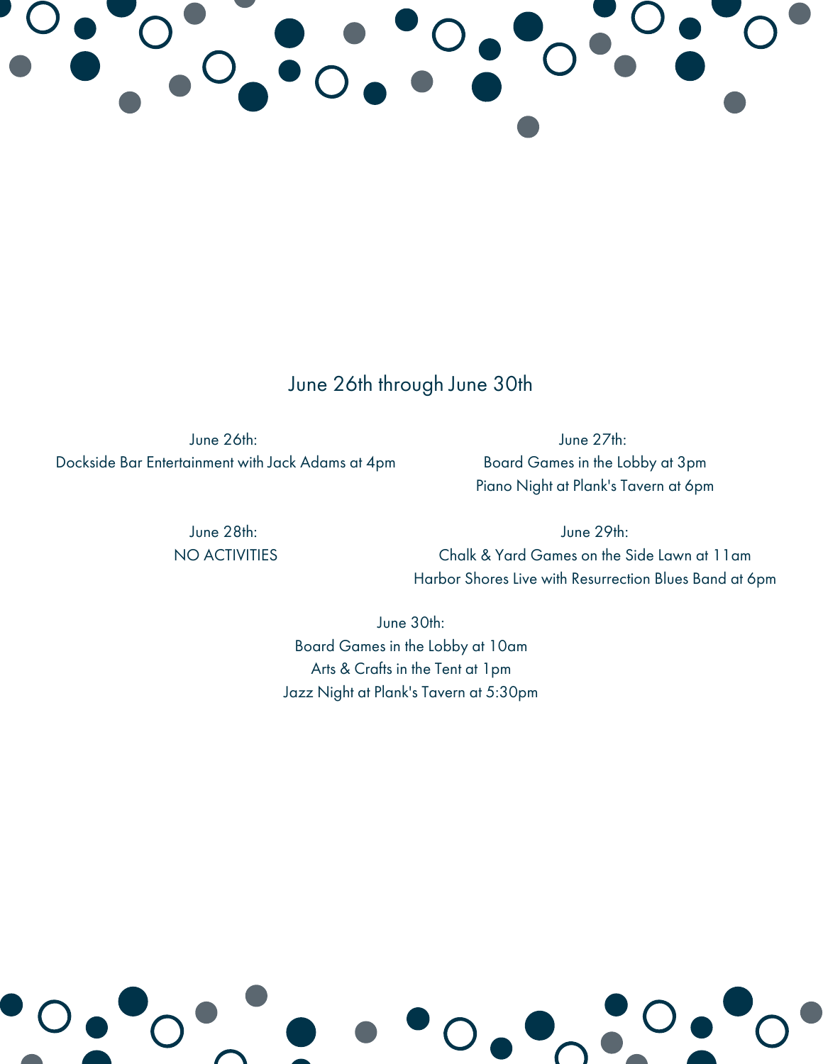## June 26th through June 30th

June 26th:
Dockside Bar Entertainment with Jack Adams at 4pm

June 27th:
Board Games in the Lobby at 3pm
Piano Night at Plank's Tavern at 6pm

June 28th:
NO ACTIVITIES

June 29th:
Chalk & Yard Games on the Side Lawn at 11am
Harbor Shores Live with Resurrection Blues Band at 6pm

June 30th:
Board Games in the Lobby at 10am
Arts & Crafts in the Tent at 1pm
Jazz Night at Plank's Tavern at 5:30pm